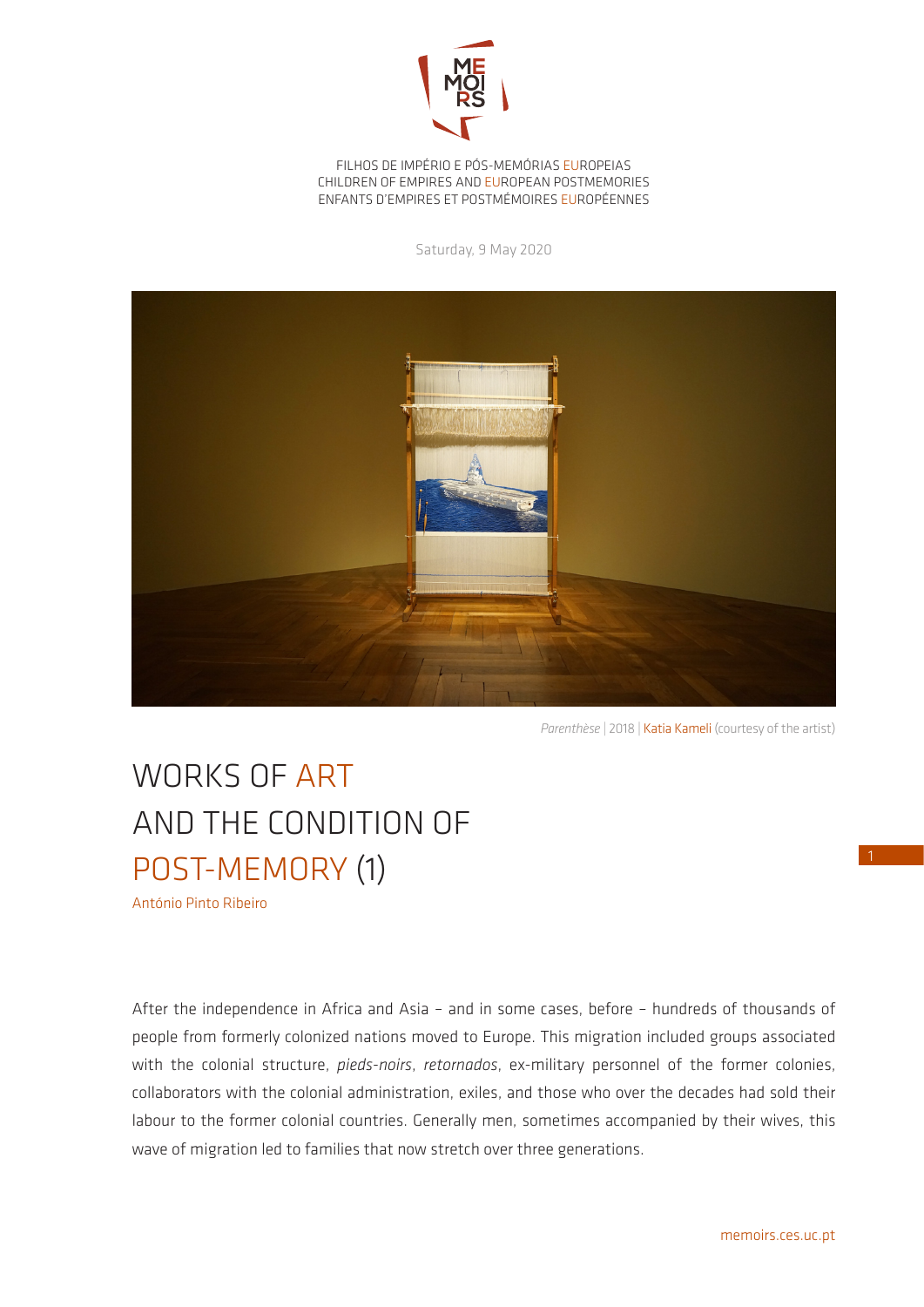FILHOS DE IMPÉRIO E PÓS-MEMÓRIAS EUROPEIAS
CHILDREN OF EMPIRES AND EUROPEAN POSTMEMORIES
ENFANTS D'EMPIRES ET POSTMÉMOIRES EUROPÉENNES

Saturday, 9 May 2020

*Parenthèse* | 2018 | Katia Kameli (courtesy of the artist)

# WORKS OF ART AND THE CONDITION OF POST-MEMORY (1)

António Pinto Ribeiro

After the independence in Africa and Asia – and in some cases, before – hundreds of thousands of people from formerly colonized nations moved to Europe. This migration included groups associated with the colonial structure, *pieds-noirs*, *retornados*, ex-military personnel of the former colonies, collaborators with the colonial administration, exiles, and those who over the decades had sold their labour to the former colonial countries. Generally men, sometimes accompanied by their wives, this wave of migration led to families that now stretch over three generations.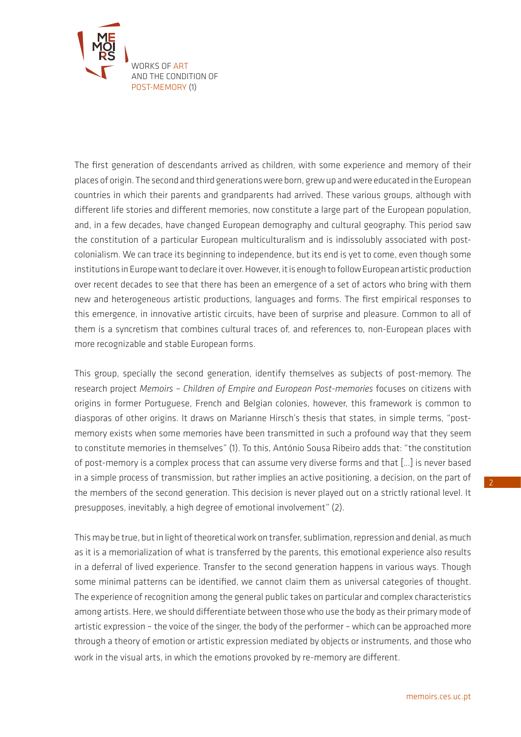The first generation of descendants arrived as children, with some experience and memory of their places of origin. The second and third generations were born, grew up and were educated in the European countries in which their parents and grandparents had arrived. These various groups, although with different life stories and different memories, now constitute a large part of the European population, and, in a few decades, have changed European demography and cultural geography. This period saw the constitution of a particular European multiculturalism and is indissolubly associated with post-colonialism. We can trace its beginning to independence, but its end is yet to come, even though some institutions in Europe want to declare it over. However, it is enough to follow European artistic production over recent decades to see that there has been an emergence of a set of actors who bring with them new and heterogeneous artistic productions, languages and forms. The first empirical responses to this emergence, in innovative artistic circuits, have been of surprise and pleasure. Common to all of them is a syncretism that combines cultural traces of, and references to, non-European places with more recognizable and stable European forms.

This group, specially the second generation, identify themselves as subjects of post-memory. The research project *Memoirs – Children of Empire and European Post-memories* focuses on citizens with origins in former Portuguese, French and Belgian colonies, however, this framework is common to diasporas of other origins. It draws on Marianne Hirsch's thesis that states, in simple terms, "post-memory exists when some memories have been transmitted in such a profound way that they seem to constitute memories in themselves" (1). To this, António Sousa Ribeiro adds that: "the constitution of post-memory is a complex process that can assume very diverse forms and that [...] is never based in a simple process of transmission, but rather implies an active positioning, a decision, on the part of the members of the second generation. This decision is never played out on a strictly rational level. It presupposes, inevitably, a high degree of emotional involvement" (2).

This may be true, but in light of theoretical work on transfer, sublimation, repression and denial, as much as it is a memorialization of what is transferred by the parents, this emotional experience also results in a deferral of lived experience. Transfer to the second generation happens in various ways. Though some minimal patterns can be identified, we cannot claim them as universal categories of thought. The experience of recognition among the general public takes on particular and complex characteristics among artists. Here, we should differentiate between those who use the body as their primary mode of artistic expression – the voice of the singer, the body of the performer – which can be approached more through a theory of emotion or artistic expression mediated by objects or instruments, and those who work in the visual arts, in which the emotions provoked by re-memory are different.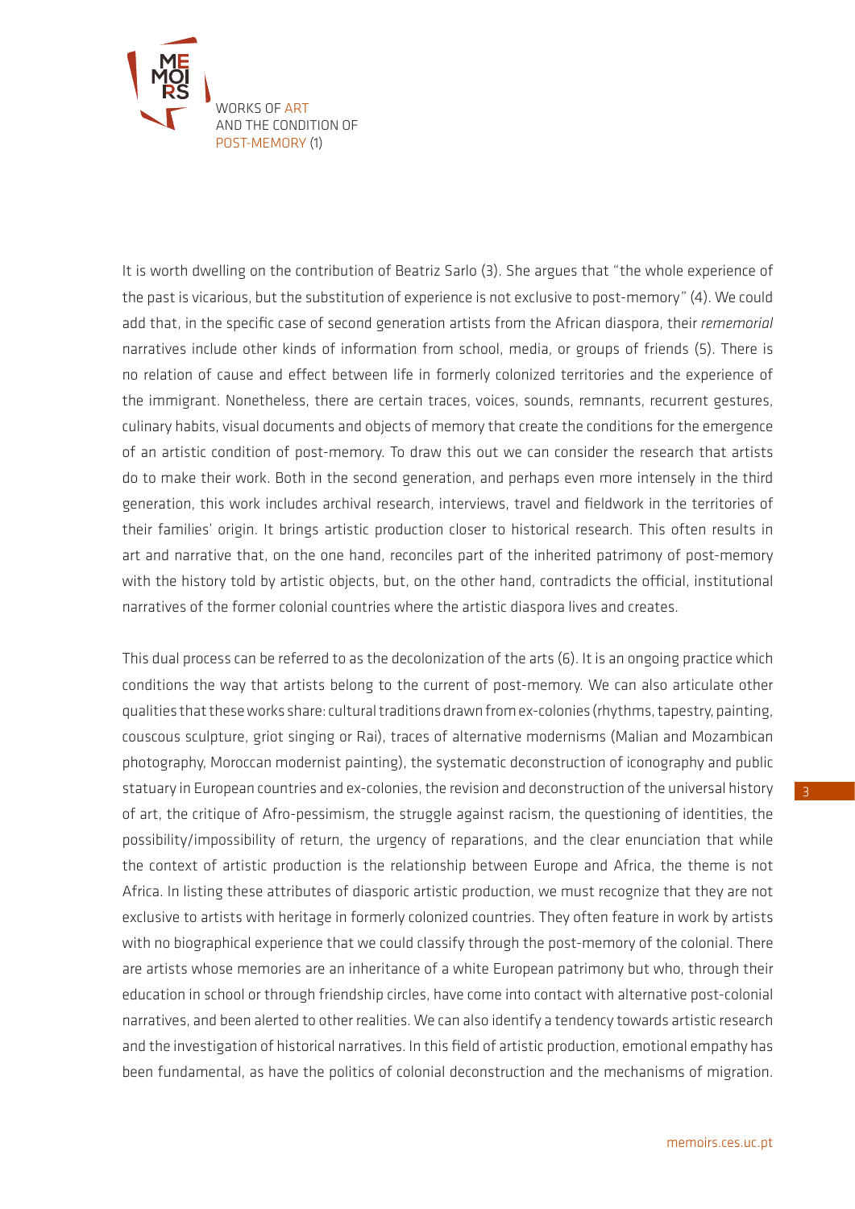It is worth dwelling on the contribution of Beatriz Sarlo (3). She argues that "the whole experience of the past is vicarious, but the substitution of experience is not exclusive to post-memory" (4). We could add that, in the specific case of second generation artists from the African diaspora, their *rememorial* narratives include other kinds of information from school, media, or groups of friends (5). There is no relation of cause and effect between life in formerly colonized territories and the experience of the immigrant. Nonetheless, there are certain traces, voices, sounds, remnants, recurrent gestures, culinary habits, visual documents and objects of memory that create the conditions for the emergence of an artistic condition of post-memory. To draw this out we can consider the research that artists do to make their work. Both in the second generation, and perhaps even more intensely in the third generation, this work includes archival research, interviews, travel and fieldwork in the territories of their families' origin. It brings artistic production closer to historical research. This often results in art and narrative that, on the one hand, reconciles part of the inherited patrimony of post-memory with the history told by artistic objects, but, on the other hand, contradicts the official, institutional narratives of the former colonial countries where the artistic diaspora lives and creates.

This dual process can be referred to as the decolonization of the arts (6). It is an ongoing practice which conditions the way that artists belong to the current of post-memory. We can also articulate other qualities that these works share: cultural traditions drawn from ex-colonies (rhythms, tapestry, painting, couscous sculpture, griot singing or Rai), traces of alternative modernisms (Malian and Mozambican photography, Moroccan modernist painting), the systematic deconstruction of iconography and public statuary in European countries and ex-colonies, the revision and deconstruction of the universal history of art, the critique of Afro-pessimism, the struggle against racism, the questioning of identities, the possibility/impossibility of return, the urgency of reparations, and the clear enunciation that while the context of artistic production is the relationship between Europe and Africa, the theme is not Africa. In listing these attributes of diasporic artistic production, we must recognize that they are not exclusive to artists with heritage in formerly colonized countries. They often feature in work by artists with no biographical experience that we could classify through the post-memory of the colonial. There are artists whose memories are an inheritance of a white European patrimony but who, through their education in school or through friendship circles, have come into contact with alternative post-colonial narratives, and been alerted to other realities. We can also identify a tendency towards artistic research and the investigation of historical narratives. In this field of artistic production, emotional empathy has been fundamental, as have the politics of colonial deconstruction and the mechanisms of migration.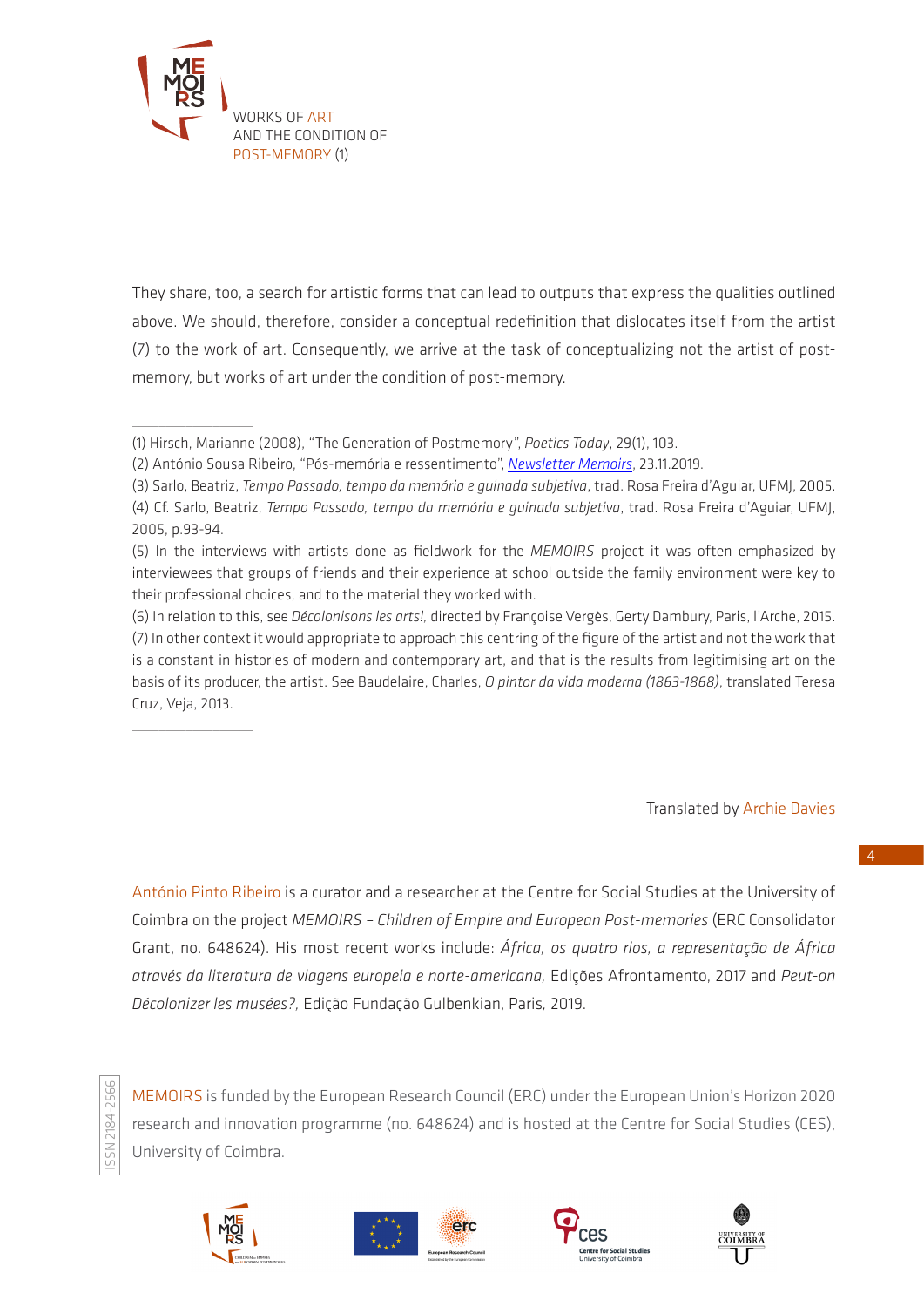They share, too, a search for artistic forms that can lead to outputs that express the qualities outlined above. We should, therefore, consider a conceptual redefinition that dislocates itself from the artist (7) to the work of art. Consequently, we arrive at the task of conceptualizing not the artist of post-memory, but works of art under the condition of post-memory.

---

(1) Hirsch, Marianne (2008), "The Generation of Postmemory", *Poetics Today*, 29(1), 103.

(2) António Sousa Ribeiro, "Pós-memória e ressentimento", *Newsletter Memoirs*, 23.11.2019.

(3) Sarlo, Beatriz, *Tempo Passado, tempo da memória e guinada subjetiva*, trad. Rosa Freira d'Aguiar, UFMJ, 2005.

(4) Cf. Sarlo, Beatriz, *Tempo Passado, tempo da memória e guinada subjetiva*, trad. Rosa Freira d'Aguiar, UFMJ, 2005, p.93-94.

(5) In the interviews with artists done as fieldwork for the *MEMOIRS* project it was often emphasized by interviewees that groups of friends and their experience at school outside the family environment were key to their professional choices, and to the material they worked with.

(6) In relation to this, see *Décolonisons les arts!*, directed by Françoise Vergès, Gerty Dambury, Paris, l'Arche, 2015.

(7) In other context it would appropriate to approach this centring of the figure of the artist and not the work that is a constant in histories of modern and contemporary art, and that is the results from legitimising art on the basis of its producer, the artist. See Baudelaire, Charles, *O pintor da vida moderna (1863-1868)*, translated Teresa Cruz, Veja, 2013.

---

Translated by Archie Davies

António Pinto Ribeiro is a curator and a researcher at the Centre for Social Studies at the University of Coimbra on the project *MEMOIRS – Children of Empire and European Post-memories* (ERC Consolidator Grant, no. 648624). His most recent works include: *África, os quatro rios, a representação de África através da literatura de viagens europeia e norte-americana*, Edições Afrontamento, 2017 and *Peut-on Décolonizer les musées?*, Edição Fundação Gulbenkian, Paris, 2019.

MEMOIRS is funded by the European Research Council (ERC) under the European Union's Horizon 2020 research and innovation programme (no. 648624) and is hosted at the Centre for Social Studies (CES), University of Coimbra.

ISSN 2184-2566